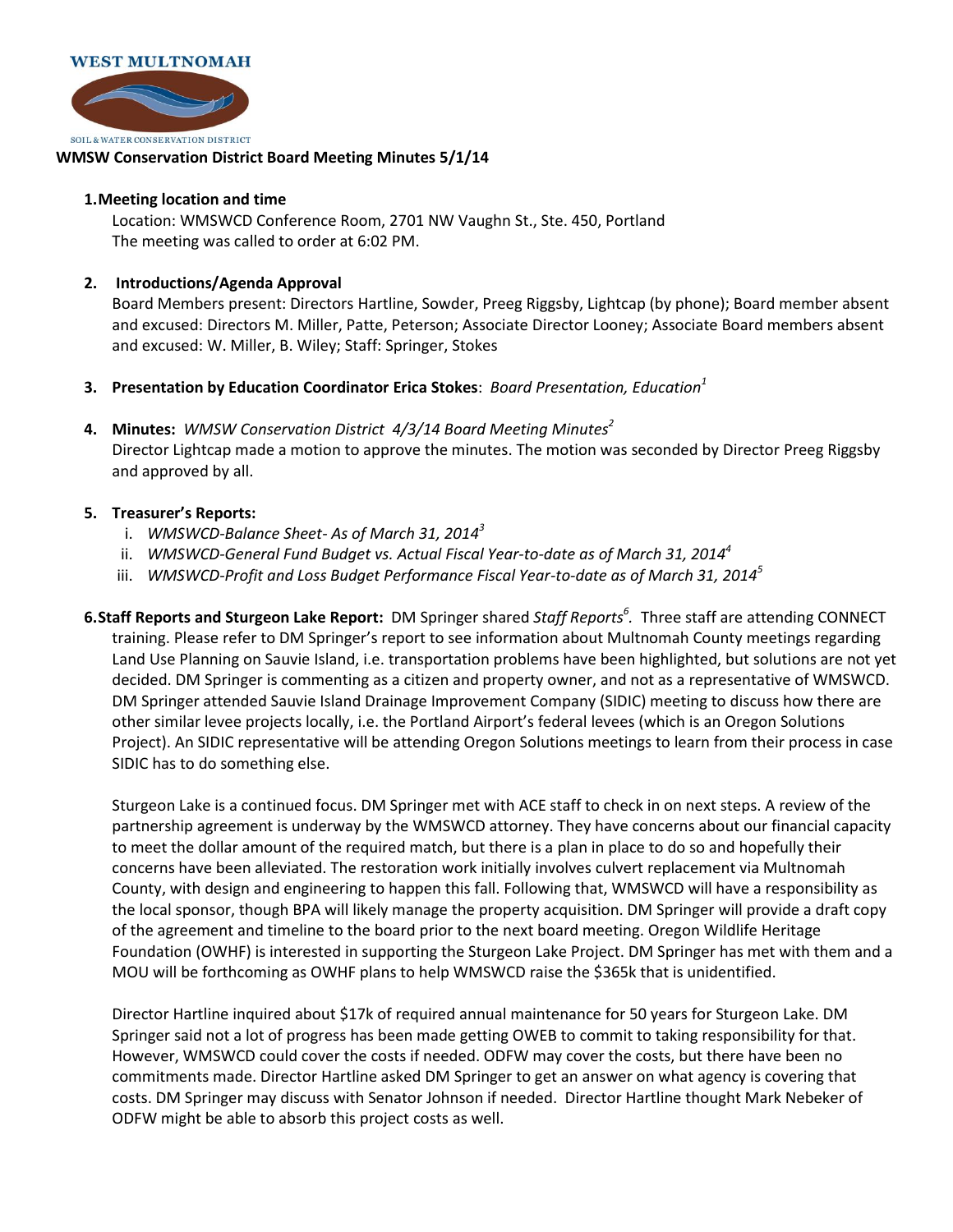WEST MULTNOMAH

SOIL & WATER CONSERVATION DISTRICT

**WMSW Conservation District Board Meeting Minutes 5/1/14**

1. **Meeting location and time**

   Location: WMSWCD Conference Room, 2701 NW Vaughn St., Ste. 450, Portland
   The meeting was called to order at 6:02 PM.

2. **Introductions/Agenda Approval**

   Board Members present: Directors Hartline, Sowder, Preeg Riggsby, Lightcap (by phone); Board member absent and excused: Directors M. Miller, Patte, Peterson; Associate Director Looney; Associate Board members absent and excused: W. Miller, B. Wiley; Staff: Springer, Stokes

3. **Presentation by Education Coordinator Erica Stokes**: *Board Presentation, Education*[1]

4. **Minutes:** *WMSW Conservation District 4/3/14 Board Meeting Minutes*[2]

   Director Lightcap made a motion to approve the minutes. The motion was seconded by Director Preeg Riggsby and approved by all.

5. **Treasurer's Reports:**
   - i. *WMSWCD-Balance Sheet- As of March 31, 2014*[3]
   - ii. *WMSWCD-General Fund Budget vs. Actual Fiscal Year-to-date as of March 31, 2014*[4]
   - iii. *WMSWCD-Profit and Loss Budget Performance Fiscal Year-to-date as of March 31, 2014*[5]

6. **Staff Reports and Sturgeon Lake Report:** DM Springer shared *Staff Reports*[6]. Three staff are attending CONNECT training. Please refer to DM Springer's report to see information about Multnomah County meetings regarding Land Use Planning on Sauvie Island, i.e. transportation problems have been highlighted, but solutions are not yet decided. DM Springer is commenting as a citizen and property owner, and not as a representative of WMSWCD. DM Springer attended Sauvie Island Drainage Improvement Company (SIDIC) meeting to discuss how there are other similar levee projects locally, i.e. the Portland Airport's federal levees (which is an Oregon Solutions Project). An SIDIC representative will be attending Oregon Solutions meetings to learn from their process in case SIDIC has to do something else.

   Sturgeon Lake is a continued focus. DM Springer met with ACE staff to check in on next steps. A review of the partnership agreement is underway by the WMSWCD attorney. They have concerns about our financial capacity to meet the dollar amount of the required match, but there is a plan in place to do so and hopefully their concerns have been alleviated. The restoration work initially involves culvert replacement via Multnomah County, with design and engineering to happen this fall. Following that, WMSWCD will have a responsibility as the local sponsor, though BPA will likely manage the property acquisition. DM Springer will provide a draft copy of the agreement and timeline to the board prior to the next board meeting. Oregon Wildlife Heritage Foundation (OWHF) is interested in supporting the Sturgeon Lake Project. DM Springer has met with them and a MOU will be forthcoming as OWHF plans to help WMSWCD raise the $365k that is unidentified.

   Director Hartline inquired about $17k of required annual maintenance for 50 years for Sturgeon Lake. DM Springer said not a lot of progress has been made getting OWEB to commit to taking responsibility for that. However, WMSWCD could cover the costs if needed. ODFW may cover the costs, but there have been no commitments made. Director Hartline asked DM Springer to get an answer on what agency is covering that costs. DM Springer may discuss with Senator Johnson if needed. Director Hartline thought Mark Nebeker of ODFW might be able to absorb this project costs as well.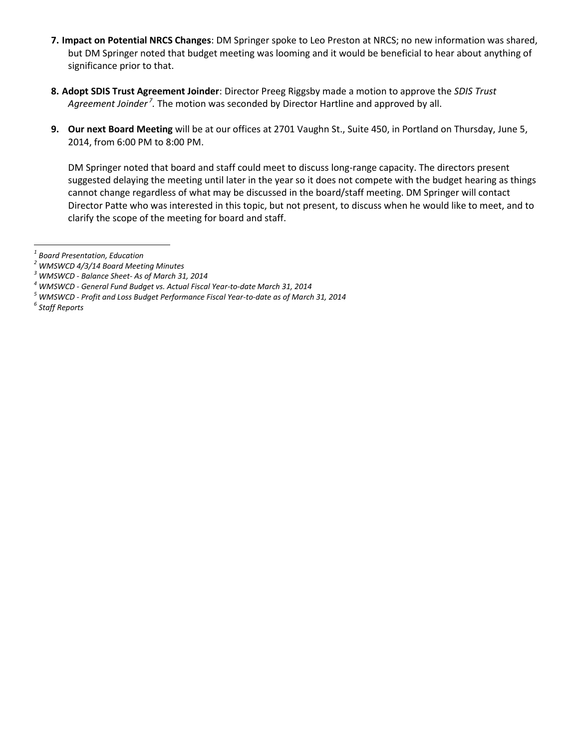7. **Impact on Potential NRCS Changes**: DM Springer spoke to Leo Preston at NRCS; no new information was shared, but DM Springer noted that budget meeting was looming and it would be beneficial to hear about anything of significance prior to that.

8. **Adopt SDIS Trust Agreement Joinder**: Director Preeg Riggsby made a motion to approve the *SDIS Trust Agreement Joinder* [7]. The motion was seconded by Director Hartline and approved by all.

9. **Our next Board Meeting** will be at our offices at 2701 Vaughn St., Suite 450, in Portland on Thursday, June 5, 2014, from 6:00 PM to 8:00 PM.

   DM Springer noted that board and staff could meet to discuss long-range capacity. The directors present suggested delaying the meeting until later in the year so it does not compete with the budget hearing as things cannot change regardless of what may be discussed in the board/staff meeting. DM Springer will contact Director Patte who was interested in this topic, but not present, to discuss when he would like to meet, and to clarify the scope of the meeting for board and staff.

---

[1] *Board Presentation, Education*
[2] *WMSWCD 4/3/14 Board Meeting Minutes*
[3] *WMSWCD - Balance Sheet- As of March 31, 2014*
[4] *WMSWCD - General Fund Budget vs. Actual Fiscal Year-to-date March 31, 2014*
[5] *WMSWCD - Profit and Loss Budget Performance Fiscal Year-to-date as of March 31, 2014*
[6] *Staff Reports*